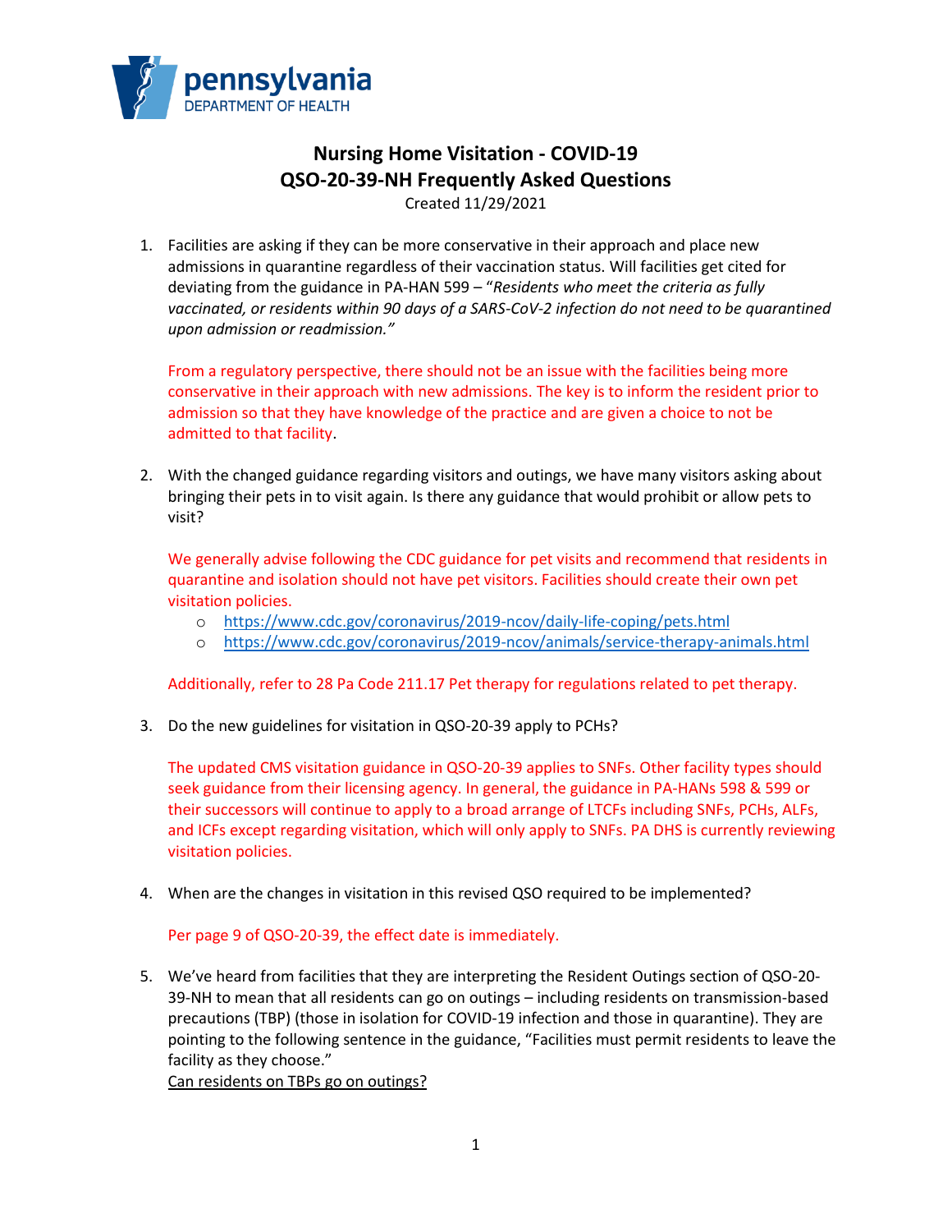pennsylvania
DEPARTMENT OF HEALTH

# Nursing Home Visitation - COVID-19
# QSO-20-39-NH Frequently Asked Questions

Created 11/29/2021

1. Facilities are asking if they can be more conservative in their approach and place new admissions in quarantine regardless of their vaccination status. Will facilities get cited for deviating from the guidance in PA-HAN 599 – "*Residents who meet the criteria as fully vaccinated, or residents within 90 days of a SARS-CoV-2 infection do not need to be quarantined upon admission or readmission.*"

   From a regulatory perspective, there should not be an issue with the facilities being more conservative in their approach with new admissions. The key is to inform the resident prior to admission so that they have knowledge of the practice and are given a choice to not be admitted to that facility.

2. With the changed guidance regarding visitors and outings, we have many visitors asking about bringing their pets in to visit again. Is there any guidance that would prohibit or allow pets to visit?

   We generally advise following the CDC guidance for pet visits and recommend that residents in quarantine and isolation should not have pet visitors. Facilities should create their own pet visitation policies.

   - https://www.cdc.gov/coronavirus/2019-ncov/daily-life-coping/pets.html
   - https://www.cdc.gov/coronavirus/2019-ncov/animals/service-therapy-animals.html

   Additionally, refer to 28 Pa Code 211.17 Pet therapy for regulations related to pet therapy.

3. Do the new guidelines for visitation in QSO-20-39 apply to PCHs?

   The updated CMS visitation guidance in QSO-20-39 applies to SNFs. Other facility types should seek guidance from their licensing agency. In general, the guidance in PA-HANs 598 & 599 or their successors will continue to apply to a broad arrange of LTCFs including SNFs, PCHs, ALFs, and ICFs except regarding visitation, which will only apply to SNFs. PA DHS is currently reviewing visitation policies.

4. When are the changes in visitation in this revised QSO required to be implemented?

   Per page 9 of QSO-20-39, the effect date is immediately.

5. We've heard from facilities that they are interpreting the Resident Outings section of QSO-20-39-NH to mean that all residents can go on outings – including residents on transmission-based precautions (TBP) (those in isolation for COVID-19 infection and those in quarantine). They are pointing to the following sentence in the guidance, "Facilities must permit residents to leave the facility as they choose."

   <u>Can residents on TBPs go on outings?</u>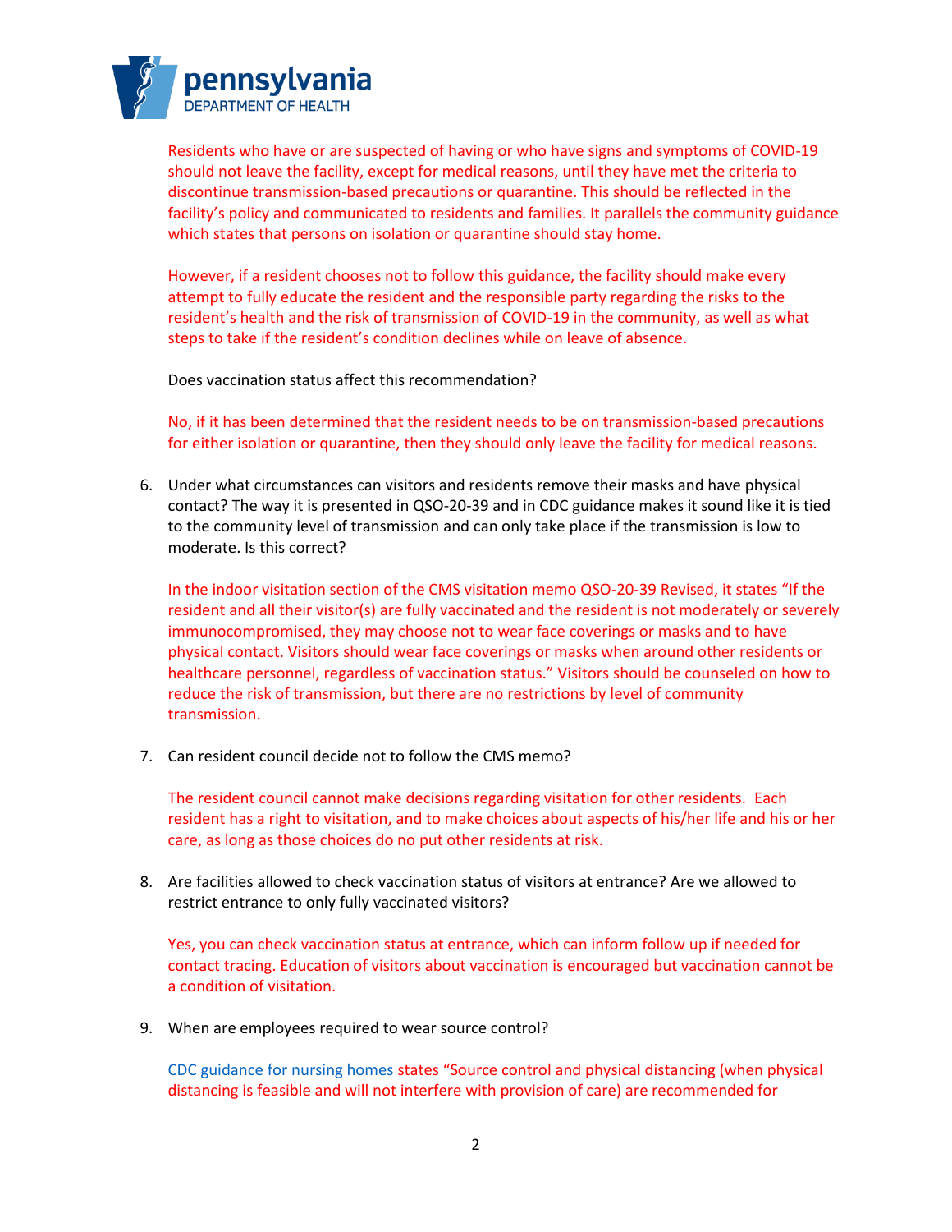Residents who have or are suspected of having or who have signs and symptoms of COVID-19 should not leave the facility, except for medical reasons, until they have met the criteria to discontinue transmission-based precautions or quarantine. This should be reflected in the facility's policy and communicated to residents and families. It parallels the community guidance which states that persons on isolation or quarantine should stay home.

However, if a resident chooses not to follow this guidance, the facility should make every attempt to fully educate the resident and the responsible party regarding the risks to the resident's health and the risk of transmission of COVID-19 in the community, as well as what steps to take if the resident's condition declines while on leave of absence.

Does vaccination status affect this recommendation?

No, if it has been determined that the resident needs to be on transmission-based precautions for either isolation or quarantine, then they should only leave the facility for medical reasons.

6. Under what circumstances can visitors and residents remove their masks and have physical contact? The way it is presented in QSO-20-39 and in CDC guidance makes it sound like it is tied to the community level of transmission and can only take place if the transmission is low to moderate. Is this correct?

   In the indoor visitation section of the CMS visitation memo QSO-20-39 Revised, it states "If the resident and all their visitor(s) are fully vaccinated and the resident is not moderately or severely immunocompromised, they may choose not to wear face coverings or masks and to have physical contact. Visitors should wear face coverings or masks when around other residents or healthcare personnel, regardless of vaccination status." Visitors should be counseled on how to reduce the risk of transmission, but there are no restrictions by level of community transmission.

7. Can resident council decide not to follow the CMS memo?

   The resident council cannot make decisions regarding visitation for other residents. Each resident has a right to visitation, and to make choices about aspects of his/her life and his or her care, as long as those choices do no put other residents at risk.

8. Are facilities allowed to check vaccination status of visitors at entrance? Are we allowed to restrict entrance to only fully vaccinated visitors?

   Yes, you can check vaccination status at entrance, which can inform follow up if needed for contact tracing. Education of visitors about vaccination is encouraged but vaccination cannot be a condition of visitation.

9. When are employees required to wear source control?

   CDC guidance for nursing homes states "Source control and physical distancing (when physical distancing is feasible and will not interfere with provision of care) are recommended for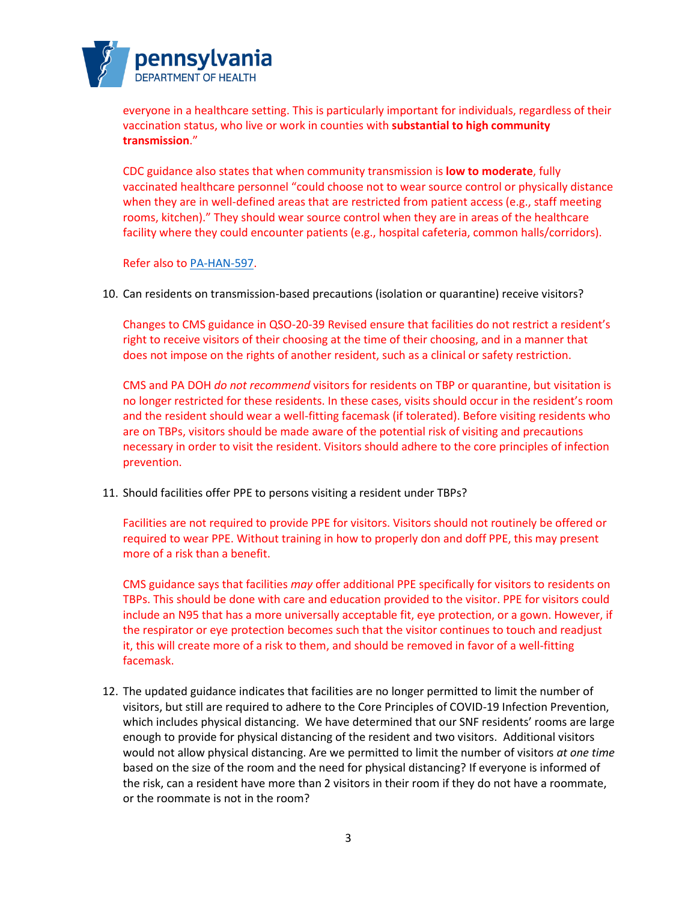everyone in a healthcare setting. This is particularly important for individuals, regardless of their vaccination status, who live or work in counties with **substantial to high community transmission**."

CDC guidance also states that when community transmission is **low to moderate**, fully vaccinated healthcare personnel "could choose not to wear source control or physically distance when they are in well-defined areas that are restricted from patient access (e.g., staff meeting rooms, kitchen)." They should wear source control when they are in areas of the healthcare facility where they could encounter patients (e.g., hospital cafeteria, common halls/corridors).

Refer also to PA-HAN-597.

10. Can residents on transmission-based precautions (isolation or quarantine) receive visitors?

    Changes to CMS guidance in QSO-20-39 Revised ensure that facilities do not restrict a resident's right to receive visitors of their choosing at the time of their choosing, and in a manner that does not impose on the rights of another resident, such as a clinical or safety restriction.

    CMS and PA DOH *do not recommend* visitors for residents on TBP or quarantine, but visitation is no longer restricted for these residents. In these cases, visits should occur in the resident's room and the resident should wear a well-fitting facemask (if tolerated). Before visiting residents who are on TBPs, visitors should be made aware of the potential risk of visiting and precautions necessary in order to visit the resident. Visitors should adhere to the core principles of infection prevention.

11. Should facilities offer PPE to persons visiting a resident under TBPs?

    Facilities are not required to provide PPE for visitors. Visitors should not routinely be offered or required to wear PPE. Without training in how to properly don and doff PPE, this may present more of a risk than a benefit.

    CMS guidance says that facilities *may* offer additional PPE specifically for visitors to residents on TBPs. This should be done with care and education provided to the visitor. PPE for visitors could include an N95 that has a more universally acceptable fit, eye protection, or a gown. However, if the respirator or eye protection becomes such that the visitor continues to touch and readjust it, this will create more of a risk to them, and should be removed in favor of a well-fitting facemask.

12. The updated guidance indicates that facilities are no longer permitted to limit the number of visitors, but still are required to adhere to the Core Principles of COVID-19 Infection Prevention, which includes physical distancing. We have determined that our SNF residents' rooms are large enough to provide for physical distancing of the resident and two visitors. Additional visitors would not allow physical distancing. Are we permitted to limit the number of visitors *at one time* based on the size of the room and the need for physical distancing? If everyone is informed of the risk, can a resident have more than 2 visitors in their room if they do not have a roommate, or the roommate is not in the room?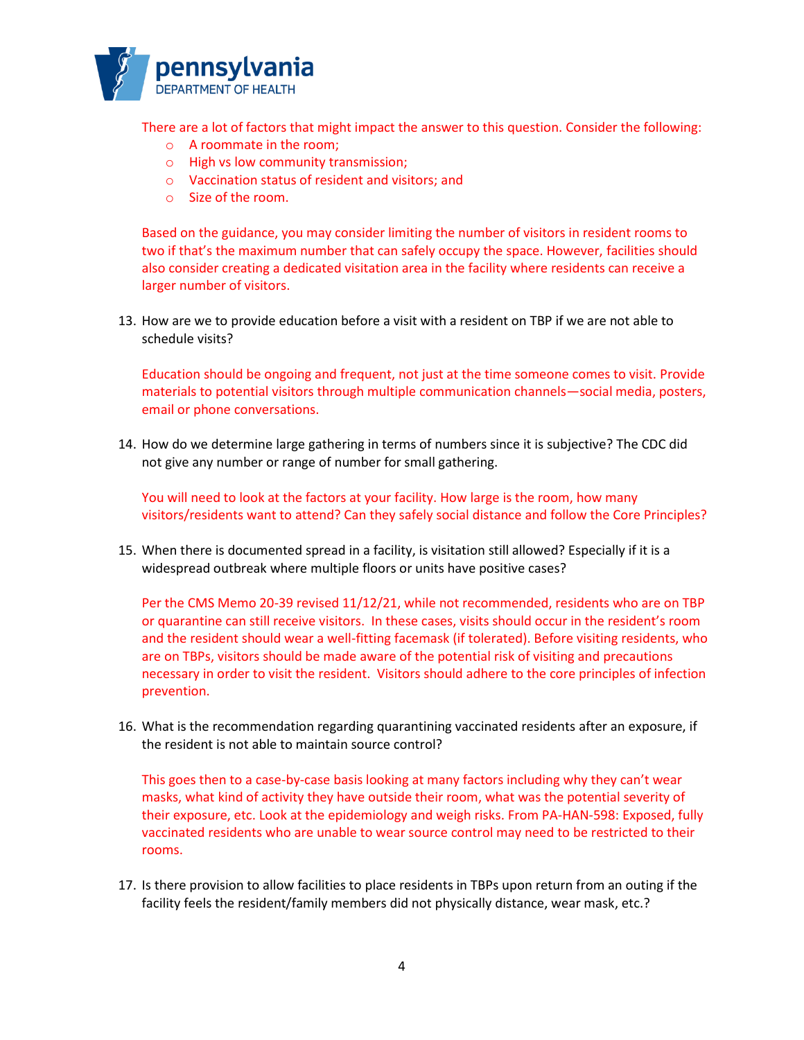There are a lot of factors that might impact the answer to this question. Consider the following:

- A roommate in the room;
- High vs low community transmission;
- Vaccination status of resident and visitors; and
- Size of the room.

Based on the guidance, you may consider limiting the number of visitors in resident rooms to two if that's the maximum number that can safely occupy the space. However, facilities should also consider creating a dedicated visitation area in the facility where residents can receive a larger number of visitors.

13. How are we to provide education before a visit with a resident on TBP if we are not able to schedule visits?

    Education should be ongoing and frequent, not just at the time someone comes to visit. Provide materials to potential visitors through multiple communication channels—social media, posters, email or phone conversations.

14. How do we determine large gathering in terms of numbers since it is subjective? The CDC did not give any number or range of number for small gathering.

    You will need to look at the factors at your facility. How large is the room, how many visitors/residents want to attend? Can they safely social distance and follow the Core Principles?

15. When there is documented spread in a facility, is visitation still allowed? Especially if it is a widespread outbreak where multiple floors or units have positive cases?

    Per the CMS Memo 20-39 revised 11/12/21, while not recommended, residents who are on TBP or quarantine can still receive visitors. In these cases, visits should occur in the resident's room and the resident should wear a well-fitting facemask (if tolerated). Before visiting residents, who are on TBPs, visitors should be made aware of the potential risk of visiting and precautions necessary in order to visit the resident. Visitors should adhere to the core principles of infection prevention.

16. What is the recommendation regarding quarantining vaccinated residents after an exposure, if the resident is not able to maintain source control?

    This goes then to a case-by-case basis looking at many factors including why they can't wear masks, what kind of activity they have outside their room, what was the potential severity of their exposure, etc. Look at the epidemiology and weigh risks. From PA-HAN-598: Exposed, fully vaccinated residents who are unable to wear source control may need to be restricted to their rooms.

17. Is there provision to allow facilities to place residents in TBPs upon return from an outing if the facility feels the resident/family members did not physically distance, wear mask, etc.?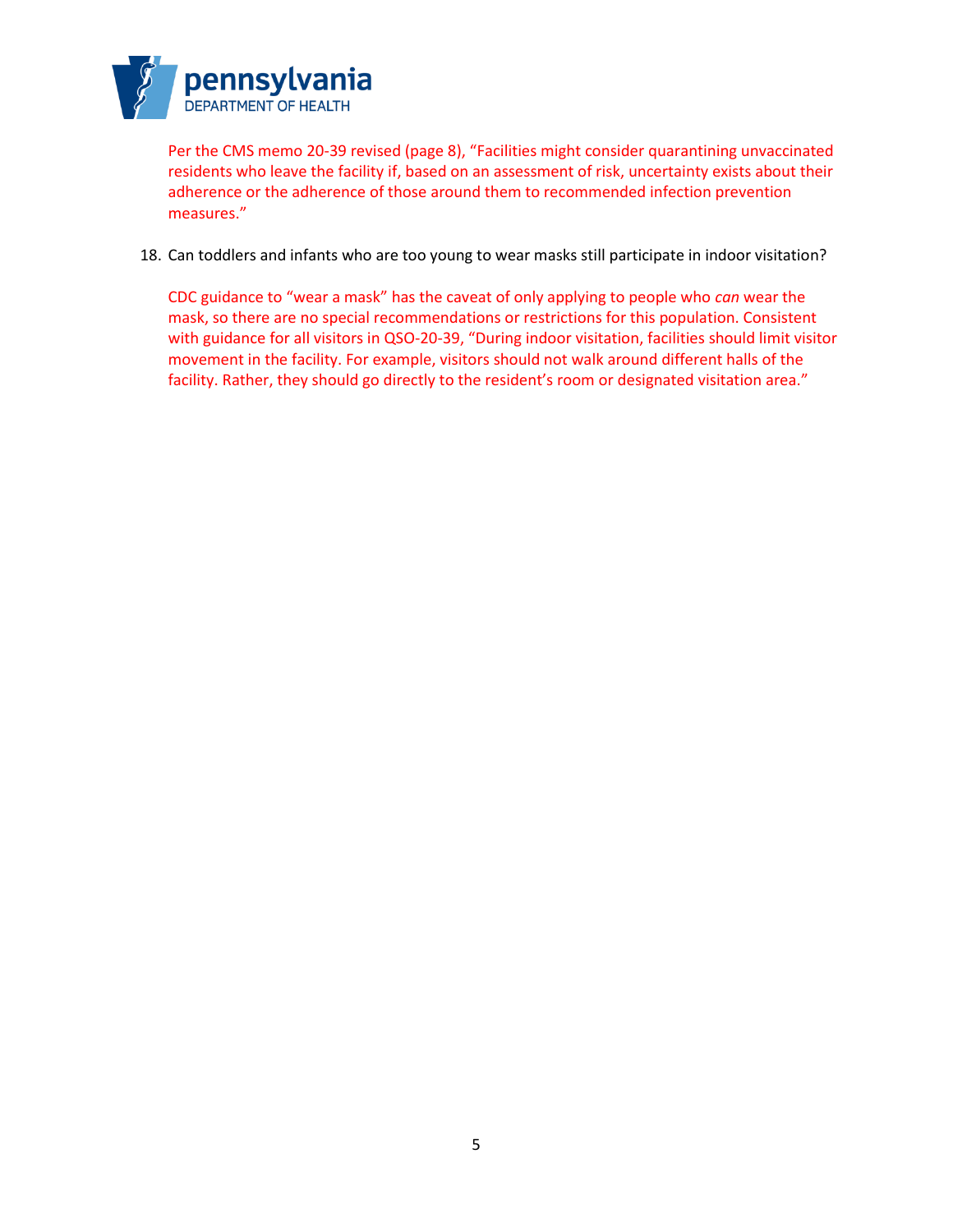Per the CMS memo 20-39 revised (page 8), "Facilities might consider quarantining unvaccinated residents who leave the facility if, based on an assessment of risk, uncertainty exists about their adherence or the adherence of those around them to recommended infection prevention measures."

18. Can toddlers and infants who are too young to wear masks still participate in indoor visitation?

    CDC guidance to "wear a mask" has the caveat of only applying to people who *can* wear the mask, so there are no special recommendations or restrictions for this population. Consistent with guidance for all visitors in QSO-20-39, "During indoor visitation, facilities should limit visitor movement in the facility. For example, visitors should not walk around different halls of the facility. Rather, they should go directly to the resident's room or designated visitation area."